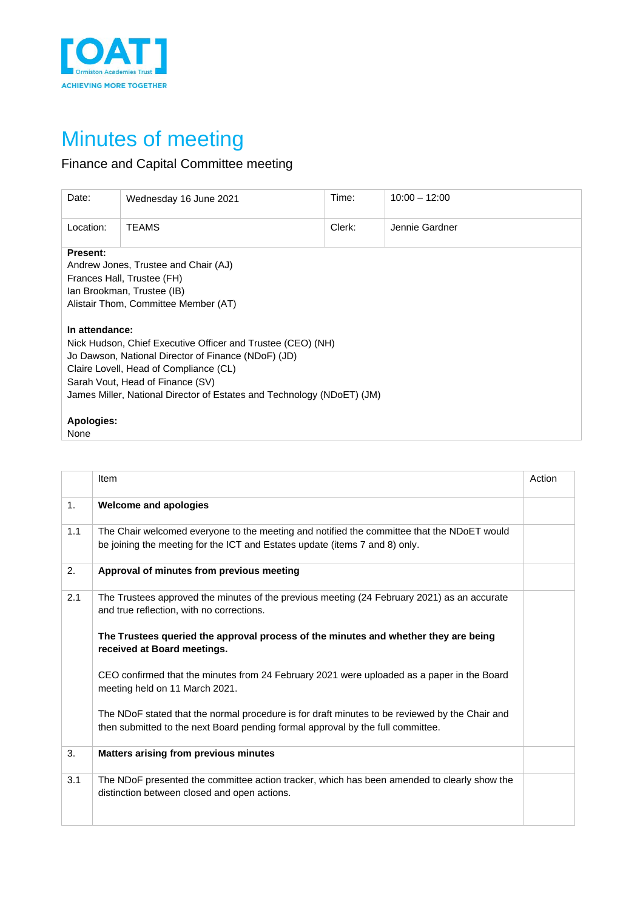# Minutes of meeting

Finance and Capital Committee meeting

| Date: | Wednesday 16 June 2021 | Time: | 10:00 – 12:00 |
|---|---|---|---|
| Location: | TEAMS | Clerk: | Jennie Gardner |

**Present:**
Andrew Jones, Trustee and Chair (AJ)
Frances Hall, Trustee (FH)
Ian Brookman, Trustee (IB)
Alistair Thom, Committee Member (AT)

**In attendance:**
Nick Hudson, Chief Executive Officer and Trustee (CEO) (NH)
Jo Dawson, National Director of Finance (NDoF) (JD)
Claire Lovell, Head of Compliance (CL)
Sarah Vout, Head of Finance (SV)
James Miller, National Director of Estates and Technology (NDoET) (JM)

**Apologies:**
None

| | Item | Action |
|---|---|---|
| 1. | **Welcome and apologies** | |
| 1.1 | The Chair welcomed everyone to the meeting and notified the committee that the NDoET would be joining the meeting for the ICT and Estates update (items 7 and 8) only. | |
| 2. | **Approval of minutes from previous meeting** | |
| 2.1 | The Trustees approved the minutes of the previous meeting (24 February 2021) as an accurate and true reflection, with no corrections.<br><br>**The Trustees queried the approval process of the minutes and whether they are being received at Board meetings.**<br><br>CEO confirmed that the minutes from 24 February 2021 were uploaded as a paper in the Board meeting held on 11 March 2021.<br><br>The NDoF stated that the normal procedure is for draft minutes to be reviewed by the Chair and then submitted to the next Board pending formal approval by the full committee. | |
| 3. | **Matters arising from previous minutes** | |
| 3.1 | The NDoF presented the committee action tracker, which has been amended to clearly show the distinction between closed and open actions. | |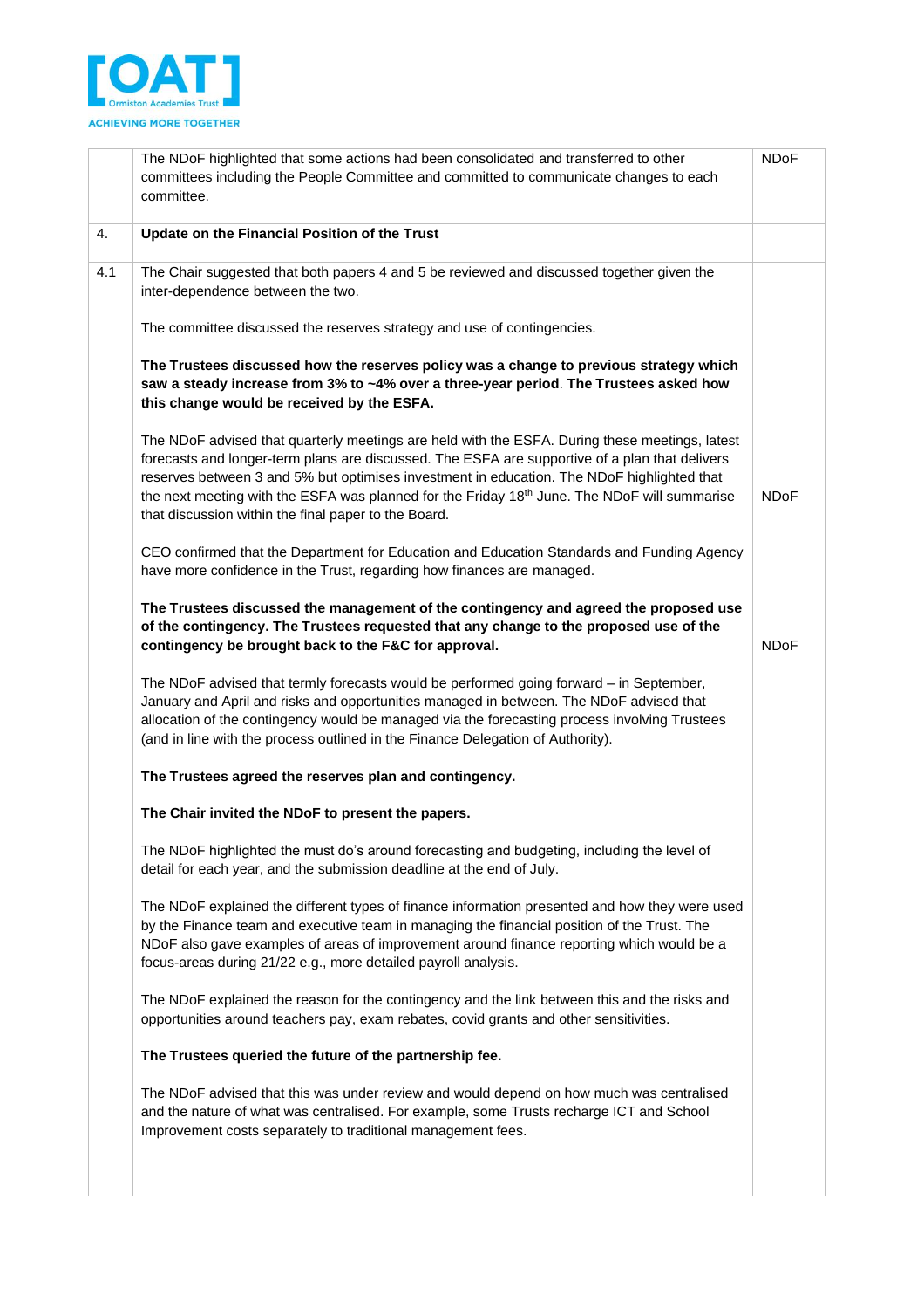|  | The NDoF highlighted that some actions had been consolidated and transferred to other committees including the People Committee and committed to communicate changes to each committee. | NDoF |
|---|---|---|
| 4. | **Update on the Financial Position of the Trust** |  |
| 4.1 | The Chair suggested that both papers 4 and 5 be reviewed and discussed together given the inter-dependence between the two.<br><br>The committee discussed the reserves strategy and use of contingencies.<br><br>**The Trustees discussed how the reserves policy was a change to previous strategy which saw a steady increase from 3% to ~4% over a three-year period**. **The Trustees asked how this change would be received by the ESFA.**<br><br>The NDoF advised that quarterly meetings are held with the ESFA. During these meetings, latest forecasts and longer-term plans are discussed. The ESFA are supportive of a plan that delivers reserves between 3 and 5% but optimises investment in education. The NDoF highlighted that the next meeting with the ESFA was planned for the Friday 18th June. The NDoF will summarise that discussion within the final paper to the Board.<br><br>CEO confirmed that the Department for Education and Education Standards and Funding Agency have more confidence in the Trust, regarding how finances are managed.<br><br>**The Trustees discussed the management of the contingency and agreed the proposed use of the contingency. The Trustees requested that any change to the proposed use of the contingency be brought back to the F&C for approval.**<br><br>The NDoF advised that termly forecasts would be performed going forward – in September, January and April and risks and opportunities managed in between. The NDoF advised that allocation of the contingency would be managed via the forecasting process involving Trustees (and in line with the process outlined in the Finance Delegation of Authority).<br><br>**The Trustees agreed the reserves plan and contingency.**<br><br>**The Chair invited the NDoF to present the papers.**<br><br>The NDoF highlighted the must do's around forecasting and budgeting, including the level of detail for each year, and the submission deadline at the end of July.<br><br>The NDoF explained the different types of finance information presented and how they were used by the Finance team and executive team in managing the financial position of the Trust. The NDoF also gave examples of areas of improvement around finance reporting which would be a focus-areas during 21/22 e.g., more detailed payroll analysis.<br><br>The NDoF explained the reason for the contingency and the link between this and the risks and opportunities around teachers pay, exam rebates, covid grants and other sensitivities.<br><br>**The Trustees queried the future of the partnership fee.**<br><br>The NDoF advised that this was under review and would depend on how much was centralised and the nature of what was centralised. For example, some Trusts recharge ICT and School Improvement costs separately to traditional management fees. | <br><br><br><br><br><br><br><br><br><br>NDoF<br><br><br><br><br><br>NDoF |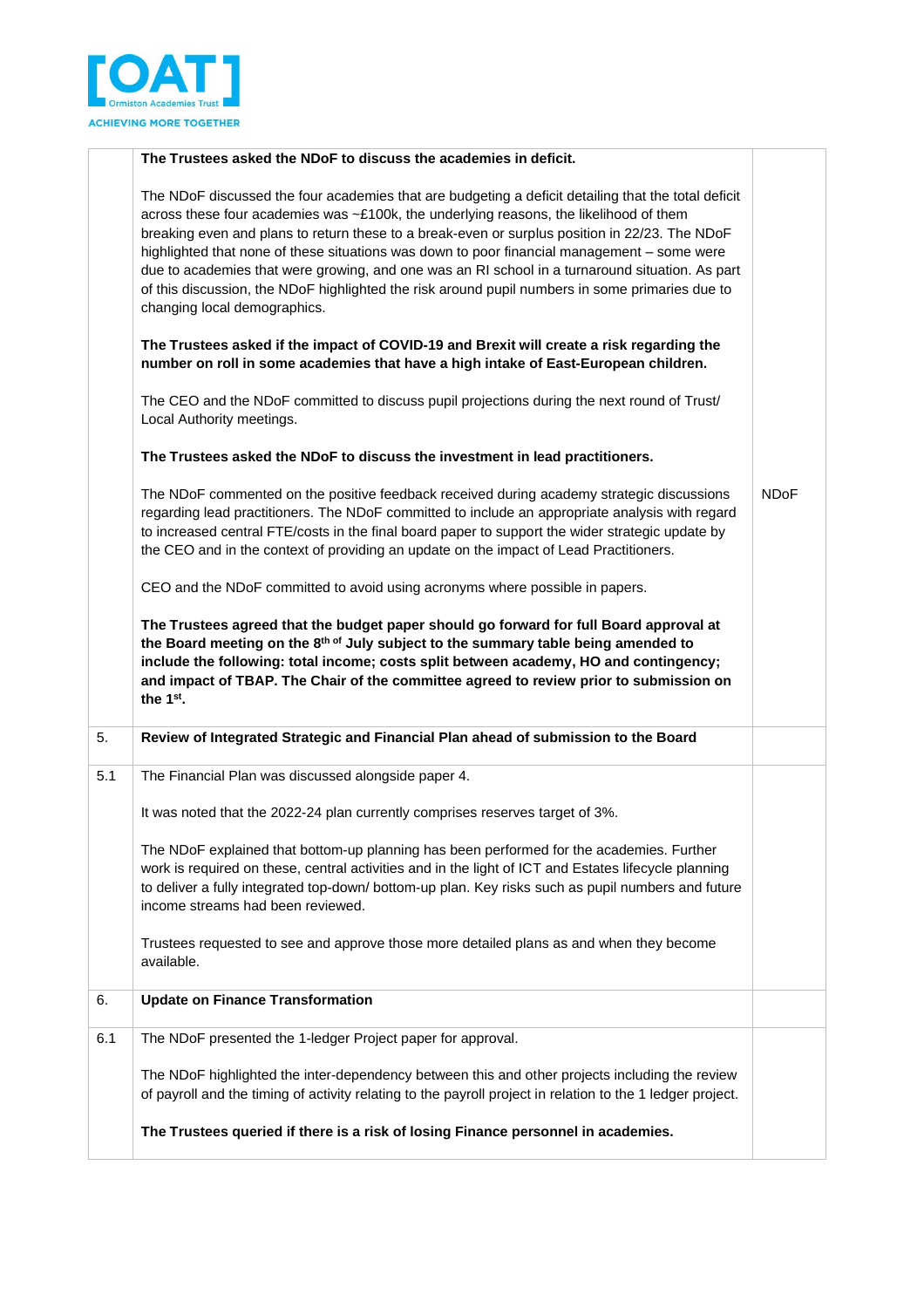| | | |
|---|---|---|
| | **The Trustees asked the NDoF to discuss the academies in deficit.**<br><br>The NDoF discussed the four academies that are budgeting a deficit detailing that the total deficit across these four academies was ~£100k, the underlying reasons, the likelihood of them breaking even and plans to return these to a break-even or surplus position in 22/23. The NDoF highlighted that none of these situations was down to poor financial management – some were due to academies that were growing, and one was an RI school in a turnaround situation. As part of this discussion, the NDoF highlighted the risk around pupil numbers in some primaries due to changing local demographics.<br><br>**The Trustees asked if the impact of COVID-19 and Brexit will create a risk regarding the number on roll in some academies that have a high intake of East-European children.**<br><br>The CEO and the NDoF committed to discuss pupil projections during the next round of Trust/ Local Authority meetings.<br><br>**The Trustees asked the NDoF to discuss the investment in lead practitioners.**<br><br>The NDoF commented on the positive feedback received during academy strategic discussions regarding lead practitioners. The NDoF committed to include an appropriate analysis with regard to increased central FTE/costs in the final board paper to support the wider strategic update by the CEO and in the context of providing an update on the impact of Lead Practitioners.<br><br>CEO and the NDoF committed to avoid using acronyms where possible in papers.<br><br>**The Trustees agreed that the budget paper should go forward for full Board approval at the Board meeting on the 8th of July subject to the summary table being amended to include the following: total income; costs split between academy, HO and contingency; and impact of TBAP. The Chair of the committee agreed to review prior to submission on the 1st.** | NDoF |
| 5. | **Review of Integrated Strategic and Financial Plan ahead of submission to the Board** | |
| 5.1 | The Financial Plan was discussed alongside paper 4.<br><br>It was noted that the 2022-24 plan currently comprises reserves target of 3%.<br><br>The NDoF explained that bottom-up planning has been performed for the academies. Further work is required on these, central activities and in the light of ICT and Estates lifecycle planning to deliver a fully integrated top-down/ bottom-up plan. Key risks such as pupil numbers and future income streams had been reviewed.<br><br>Trustees requested to see and approve those more detailed plans as and when they become available. | |
| 6. | **Update on Finance Transformation** | |
| 6.1 | The NDoF presented the 1-ledger Project paper for approval.<br><br>The NDoF highlighted the inter-dependency between this and other projects including the review of payroll and the timing of activity relating to the payroll project in relation to the 1 ledger project.<br><br>**The Trustees queried if there is a risk of losing Finance personnel in academies.** | |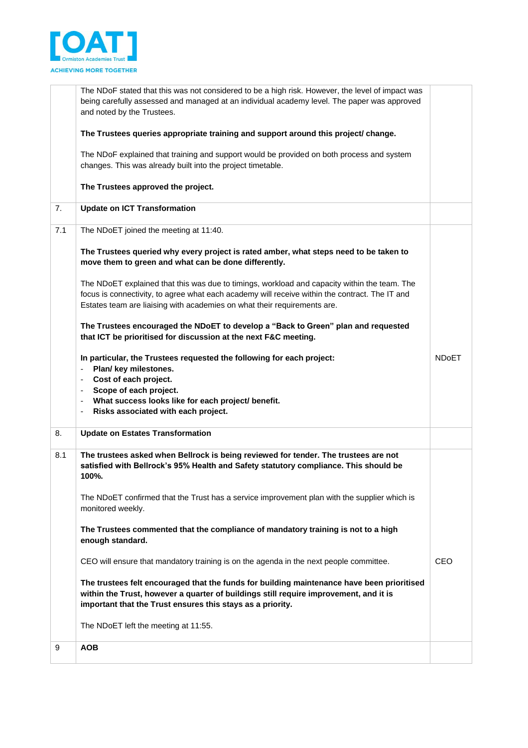| | | |
|---|---|---|
| | The NDoF stated that this was not considered to be a high risk. However, the level of impact was being carefully assessed and managed at an individual academy level. The paper was approved and noted by the Trustees.<br><br>**The Trustees queries appropriate training and support around this project/ change.**<br><br>The NDoF explained that training and support would be provided on both process and system changes. This was already built into the project timetable.<br><br>**The Trustees approved the project.** | |
| 7. | **Update on ICT Transformation** | |
| 7.1 | The NDoET joined the meeting at 11:40.<br><br>**The Trustees queried why every project is rated amber, what steps need to be taken to move them to green and what can be done differently.**<br><br>The NDoET explained that this was due to timings, workload and capacity within the team. The focus is connectivity, to agree what each academy will receive within the contract. The IT and Estates team are liaising with academies on what their requirements are.<br><br>**The Trustees encouraged the NDoET to develop a "Back to Green" plan and requested that ICT be prioritised for discussion at the next F&C meeting.**<br><br>**In particular, the Trustees requested the following for each project:**<br>- **Plan/ key milestones.**<br>- **Cost of each project.**<br>- **Scope of each project.**<br>- **What success looks like for each project/ benefit.**<br>- **Risks associated with each project.** | NDoET |
| 8. | **Update on Estates Transformation** | |
| 8.1 | **The trustees asked when Bellrock is being reviewed for tender. The trustees are not satisfied with Bellrock's 95% Health and Safety statutory compliance. This should be 100%.**<br><br>The NDoET confirmed that the Trust has a service improvement plan with the supplier which is monitored weekly.<br><br>**The Trustees commented that the compliance of mandatory training is not to a high enough standard.**<br><br>CEO will ensure that mandatory training is on the agenda in the next people committee.<br><br>**The trustees felt encouraged that the funds for building maintenance have been prioritised within the Trust, however a quarter of buildings still require improvement, and it is important that the Trust ensures this stays as a priority.**<br><br>The NDoET left the meeting at 11:55. | CEO |
| 9 | **AOB** | |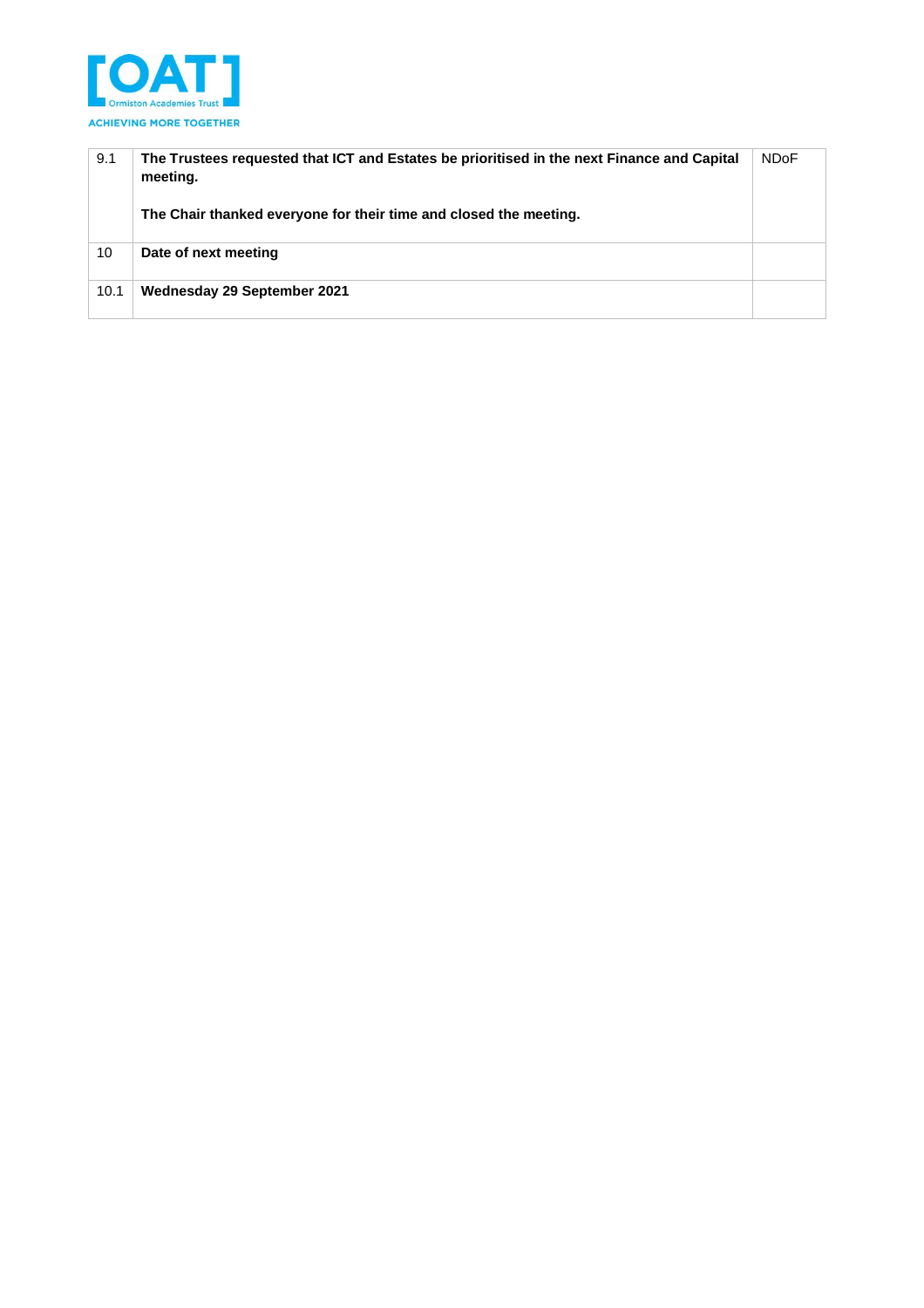| | | |
|---|---|---|
| 9.1 | **The Trustees requested that ICT and Estates be prioritised in the next Finance and Capital meeting.**<br><br>**The Chair thanked everyone for their time and closed the meeting.** | NDoF |
| 10 | **Date of next meeting** | |
| 10.1 | **Wednesday 29 September 2021** | |